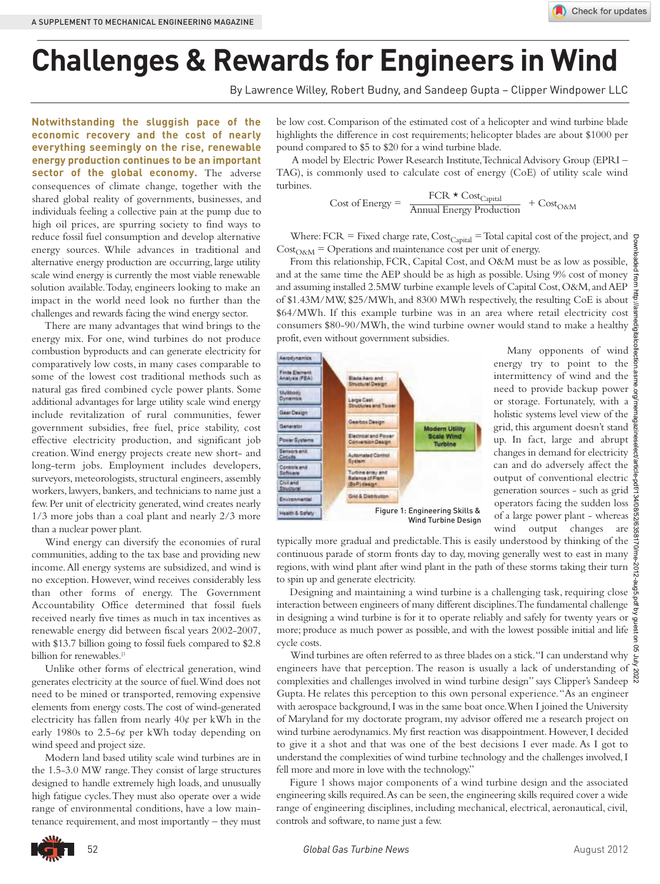A SUPPLEMENT TO MECHANICAL ENGINEERING MAGAZINE

# Challenges & Rewards for Engineers in Wind

By Lawrence Willey, Robert Budny, and Sandeep Gupta – Clipper Windpower LLC

**Notwithstanding the sluggish pace of the economic recovery and the cost of nearly everything seemingly on the rise, renewable energy production continues to be an important sector of the global economy.** The adverse consequences of climate change, together with the shared global reality of governments, businesses, and individuals feeling a collective pain at the pump due to high oil prices, are spurring society to find ways to reduce fossil fuel consumption and develop alternative energy sources. While advances in traditional and alternative energy production are occurring, large utility scale wind energy is currently the most viable renewable solution available. Today, engineers looking to make an impact in the world need look no further than the challenges and rewards facing the wind energy sector.

There are many advantages that wind brings to the energy mix. For one, wind turbines do not produce combustion byproducts and can generate electricity for comparatively low costs, in many cases comparable to some of the lowest cost traditional methods such as natural gas fired combined cycle power plants. Some additional advantages for large utility scale wind energy include revitalization of rural communities, fewer government subsidies, free fuel, price stability, cost effective electricity production, and significant job creation. Wind energy projects create new short- and long-term jobs. Employment includes developers, surveyors, meteorologists, structural engineers, assembly workers, lawyers, bankers, and technicians to name just a few. Per unit of electricity generated, wind creates nearly 1/3 more jobs than a coal plant and nearly 2/3 more than a nuclear power plant.

Wind energy can diversify the economies of rural communities, adding to the tax base and providing new income. All energy systems are subsidized, and wind is no exception. However, wind receives considerably less than other forms of energy. The Government Accountability Office determined that fossil fuels received nearly five times as much in tax incentives as renewable energy did between fiscal years 2002-2007, with $13.7 billion going to fossil fuels compared to $2.8 billion for renewables.[1]

Unlike other forms of electrical generation, wind generates electricity at the source of fuel. Wind does not need to be mined or transported, removing expensive elements from energy costs. The cost of wind-generated electricity has fallen from nearly 40¢ per kWh in the early 1980s to 2.5-6¢ per kWh today depending on wind speed and project size.

Modern land based utility scale wind turbines are in the 1.5-3.0 MW range. They consist of large structures designed to handle extremely high loads, and unusually high fatigue cycles. They must also operate over a wide range of environmental conditions, have a low maintenance requirement, and most importantly – they must be low cost. Comparison of the estimated cost of a helicopter and wind turbine blade highlights the difference in cost requirements; helicopter blades are about $1000 per pound compared to $5 to $20 for a wind turbine blade.

A model by Electric Power Research Institute, Technical Advisory Group (EPRI – TAG), is commonly used to calculate cost of energy (CoE) of utility scale wind turbines.

$$\text{Cost of Energy} = \frac{\text{FCR} \star \text{Cost}_{\text{Capital}}}{\text{Annual Energy Production}} + \text{Cost}_{\text{O\&M}}$$

Where: FCR = Fixed charge rate, $\text{Cost}_{\text{Capital}}$ = Total capital cost of the project, and $\text{Cost}_{\text{O\&M}}$ = Operations and maintenance cost per unit of energy.

From this relationship, FCR, Capital Cost, and O&M must be as low as possible, and at the same time the AEP should be as high as possible. Using 9% cost of money and assuming installed 2.5MW turbine example levels of Capital Cost, O&M, and AEP of $1.43M/MW, $25/MWh, and 8300 MWh respectively, the resulting CoE is about $64/MWh. If this example turbine was in an area where retail electricity cost consumers $80-90/MWh, the wind turbine owner would stand to make a healthy profit, even without government subsidies.

Aerodynamics
Finite Element Analysis (FEA)
Multibody Dynamics
Gear Design
Generator
Power Systems
Sensors and Circuits
Controls and Software
Civil and Structural
Environmental
Health & Safety

Blade Aero and Structural Design
Large Cast Structures and Tower
Gearbox Design
Electrical and Power Conversion Design
Automated Control System
Turbine array and Balance of Plant (BoP) design
Grid & Distribution

Modern Utility Scale Wind Turbine

Figure 1: Engineering Skills & Wind Turbine Design

Many opponents of wind energy try to point to the intermittency of wind and the need to provide backup power or storage. Fortunately, with a holistic systems level view of the grid, this argument doesn't stand up. In fact, large and abrupt changes in demand for electricity can and do adversely affect the output of conventional electric generation sources – such as grid operators facing the sudden loss of a large power plant – whereas wind output changes are typically more gradual and predictable. This is easily understood by thinking of the continuous parade of storm fronts day to day, moving generally west to east in many regions, with wind plant after wind plant in the path of these storms taking their turn to spin up and generate electricity.

Designing and maintaining a wind turbine is a challenging task, requiring close interaction between engineers of many different disciplines. The fundamental challenge in designing a wind turbine is for it to operate reliably and safely for twenty years or more; produce as much power as possible, and with the lowest possible initial and life cycle costs.

Wind turbines are often referred to as three blades on a stick. "I can understand why engineers have that perception. The reason is usually a lack of understanding of complexities and challenges involved in wind turbine design" says Clipper's Sandeep Gupta. He relates this perception to this own personal experience. "As an engineer with aerospace background, I was in the same boat once. When I joined the University of Maryland for my doctorate program, my advisor offered me a research project on wind turbine aerodynamics. My first reaction was disappointment. However, I decided to give it a shot and that was one of the best decisions I ever made. As I got to understand the complexities of wind turbine technology and the challenges involved, I fell more and more in love with the technology."

Figure 1 shows major components of a wind turbine design and the associated engineering skills required. As can be seen, the engineering skills required cover a wide range of engineering disciplines, including mechanical, electrical, aeronautical, civil, controls and software, to name just a few.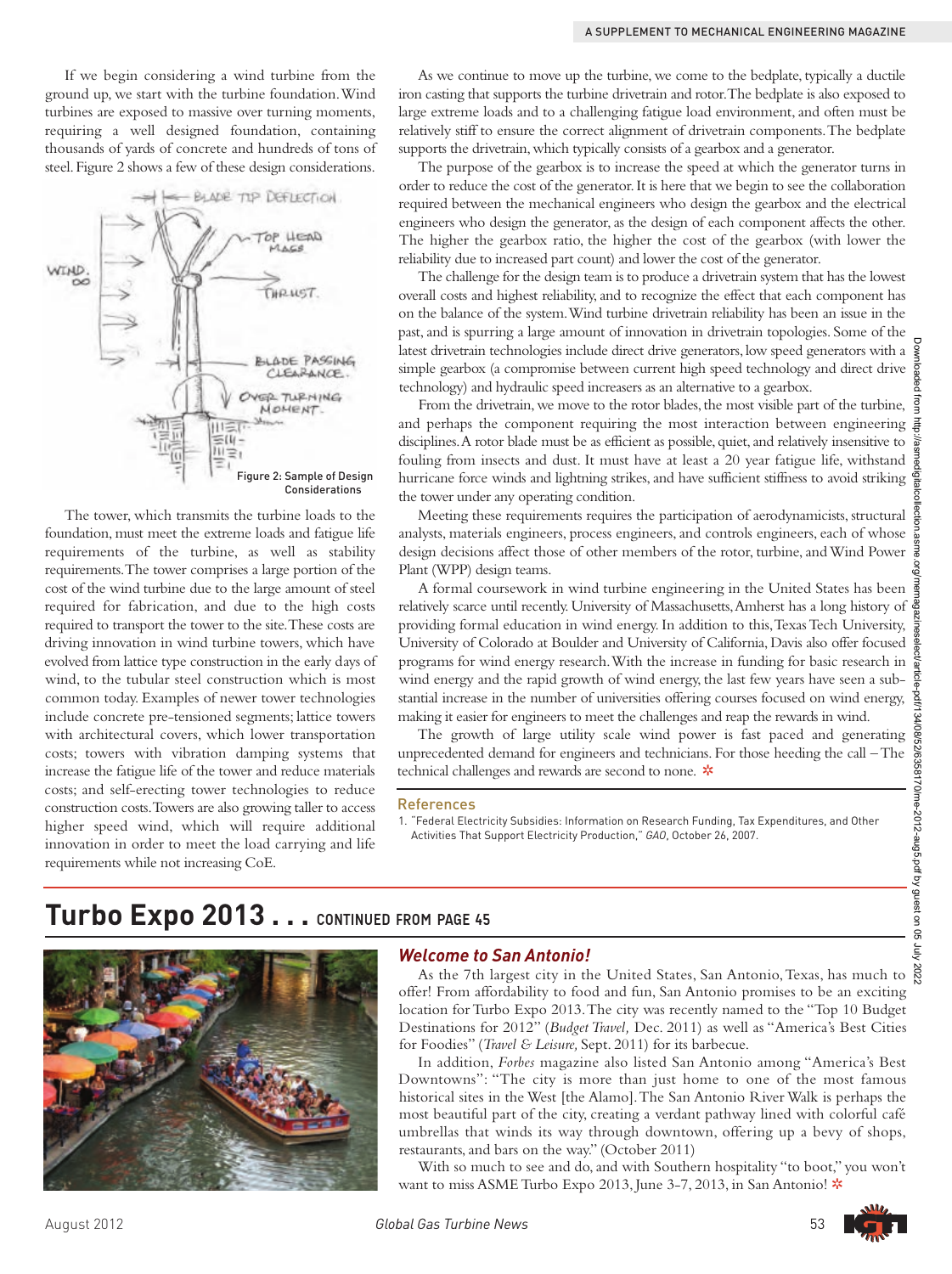If we begin considering a wind turbine from the ground up, we start with the turbine foundation. Wind turbines are exposed to massive over turning moments, requiring a well designed foundation, containing thousands of yards of concrete and hundreds of tons of steel. Figure 2 shows a few of these design considerations.

BLADE TIP DEFLECTION

TOP HEAD MASS

WIND ∞

THRUST

BLADE PASSING CLEARANCE

OVER TURNING MOMENT

Figure 2: Sample of Design Considerations

The tower, which transmits the turbine loads to the foundation, must meet the extreme loads and fatigue life requirements of the turbine, as well as stability requirements. The tower comprises a large portion of the cost of the wind turbine due to the large amount of steel required for fabrication, and due to the high costs required to transport the tower to the site. These costs are driving innovation in wind turbine towers, which have evolved from lattice type construction in the early days of wind, to the tubular steel construction which is most common today. Examples of newer tower technologies include concrete pre-tensioned segments; lattice towers with architectural covers, which lower transportation costs; towers with vibration damping systems that increase the fatigue life of the tower and reduce materials costs; and self-erecting tower technologies to reduce construction costs. Towers are also growing taller to access higher speed wind, which will require additional innovation in order to meet the load carrying and life requirements while not increasing CoE.

As we continue to move up the turbine, we come to the bedplate, typically a ductile iron casting that supports the turbine drivetrain and rotor. The bedplate is also exposed to large extreme loads and to a challenging fatigue load environment, and often must be relatively stiff to ensure the correct alignment of drivetrain components. The bedplate supports the drivetrain, which typically consists of a gearbox and a generator.

The purpose of the gearbox is to increase the speed at which the generator turns in order to reduce the cost of the generator. It is here that we begin to see the collaboration required between the mechanical engineers who design the gearbox and the electrical engineers who design the generator, as the design of each component affects the other. The higher the gearbox ratio, the higher the cost of the gearbox (with lower the reliability due to increased part count) and lower the cost of the generator.

The challenge for the design team is to produce a drivetrain system that has the lowest overall costs and highest reliability, and to recognize the effect that each component has on the balance of the system. Wind turbine drivetrain reliability has been an issue in the past, and is spurring a large amount of innovation in drivetrain topologies. Some of the latest drivetrain technologies include direct drive generators, low speed generators with a simple gearbox (a compromise between current high speed technology and direct drive technology) and hydraulic speed increasers as an alternative to a gearbox.

From the drivetrain, we move to the rotor blades, the most visible part of the turbine, and perhaps the component requiring the most interaction between engineering disciplines. A rotor blade must be as efficient as possible, quiet, and relatively insensitive to fouling from insects and dust. It must have at least a 20 year fatigue life, withstand hurricane force winds and lightning strikes, and have sufficient stiffness to avoid striking the tower under any operating condition.

Meeting these requirements requires the participation of aerodynamicists, structural analysts, materials engineers, process engineers, and controls engineers, each of whose design decisions affect those of other members of the rotor, turbine, and Wind Power Plant (WPP) design teams.

A formal coursework in wind turbine engineering in the United States has been relatively scarce until recently. University of Massachusetts, Amherst has a long history of providing formal education in wind energy. In addition to this, Texas Tech University, University of Colorado at Boulder and University of California, Davis also offer focused programs for wind energy research. With the increase in funding for basic research in wind energy and the rapid growth of wind energy, the last few years have seen a substantial increase in the number of universities offering courses focused on wind energy, making it easier for engineers to meet the challenges and reap the rewards in wind.

The growth of large utility scale wind power is fast paced and generating unprecedented demand for engineers and technicians. For those heeding the call – The technical challenges and rewards are second to none.

## References

1. "Federal Electricity Subsidies: Information on Research Funding, Tax Expenditures, and Other Activities That Support Electricity Production," *GAO*, October 26, 2007.

# Turbo Expo 2013 . . . CONTINUED FROM PAGE 45

### *Welcome to San Antonio!*

As the 7th largest city in the United States, San Antonio, Texas, has much to offer! From affordability to food and fun, San Antonio promises to be an exciting location for Turbo Expo 2013. The city was recently named to the "Top 10 Budget Destinations for 2012" (*Budget Travel,* Dec. 2011) as well as "America's Best Cities for Foodies" (*Travel & Leisure,* Sept. 2011) for its barbecue.

In addition, *Forbes* magazine also listed San Antonio among "America's Best Downtowns": "The city is more than just home to one of the most famous historical sites in the West [the Alamo]. The San Antonio River Walk is perhaps the most beautiful part of the city, creating a verdant pathway lined with colorful café umbrellas that winds its way through downtown, offering up a bevy of shops, restaurants, and bars on the way." (October 2011)

With so much to see and do, and with Southern hospitality "to boot," you won't want to miss ASME Turbo Expo 2013, June 3-7, 2013, in San Antonio!